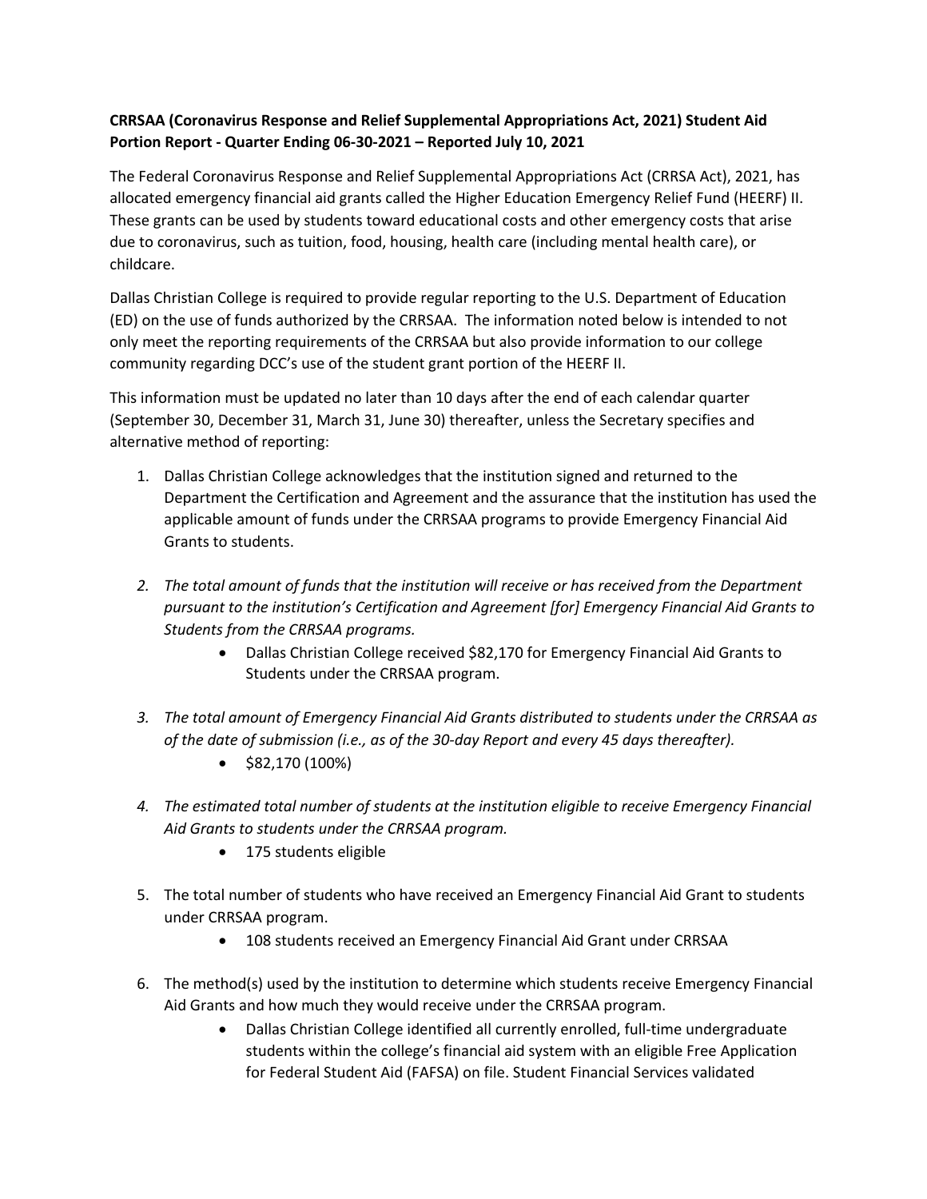**CRRSAA (Coronavirus Response and Relief Supplemental Appropriations Act, 2021) Student Aid Portion Report - Quarter Ending 06-30-2021 – Reported July 10, 2021**

The Federal Coronavirus Response and Relief Supplemental Appropriations Act (CRRSA Act), 2021, has allocated emergency financial aid grants called the Higher Education Emergency Relief Fund (HEERF) II. These grants can be used by students toward educational costs and other emergency costs that arise due to coronavirus, such as tuition, food, housing, health care (including mental health care), or childcare.

Dallas Christian College is required to provide regular reporting to the U.S. Department of Education (ED) on the use of funds authorized by the CRRSAA. The information noted below is intended to not only meet the reporting requirements of the CRRSAA but also provide information to our college community regarding DCC's use of the student grant portion of the HEERF II.

This information must be updated no later than 10 days after the end of each calendar quarter (September 30, December 31, March 31, June 30) thereafter, unless the Secretary specifies and alternative method of reporting:

1. Dallas Christian College acknowledges that the institution signed and returned to the Department the Certification and Agreement and the assurance that the institution has used the applicable amount of funds under the CRRSAA programs to provide Emergency Financial Aid Grants to students.

2. *The total amount of funds that the institution will receive or has received from the Department pursuant to the institution's Certification and Agreement [for] Emergency Financial Aid Grants to Students from the CRRSAA programs.*
   - Dallas Christian College received $82,170 for Emergency Financial Aid Grants to Students under the CRRSAA program.

3. *The total amount of Emergency Financial Aid Grants distributed to students under the CRRSAA as of the date of submission (i.e., as of the 30-day Report and every 45 days thereafter).*
   - $82,170 (100%)

4. *The estimated total number of students at the institution eligible to receive Emergency Financial Aid Grants to students under the CRRSAA program.*
   - 175 students eligible

5. The total number of students who have received an Emergency Financial Aid Grant to students under CRRSAA program.
   - 108 students received an Emergency Financial Aid Grant under CRRSAA

6. The method(s) used by the institution to determine which students receive Emergency Financial Aid Grants and how much they would receive under the CRRSAA program.
   - Dallas Christian College identified all currently enrolled, full-time undergraduate students within the college's financial aid system with an eligible Free Application for Federal Student Aid (FAFSA) on file. Student Financial Services validated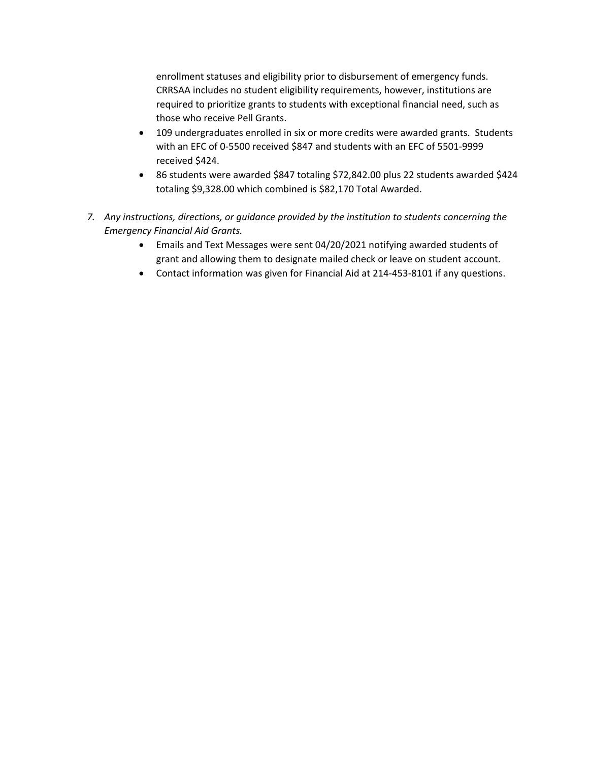enrollment statuses and eligibility prior to disbursement of emergency funds. CRRSAA includes no student eligibility requirements, however, institutions are required to prioritize grants to students with exceptional financial need, such as those who receive Pell Grants.

- 109 undergraduates enrolled in six or more credits were awarded grants. Students with an EFC of 0-5500 received $847 and students with an EFC of 5501-9999 received $424.
- 86 students were awarded $847 totaling $72,842.00 plus 22 students awarded $424 totaling $9,328.00 which combined is $82,170 Total Awarded.

7. *Any instructions, directions, or guidance provided by the institution to students concerning the Emergency Financial Aid Grants.*
   - Emails and Text Messages were sent 04/20/2021 notifying awarded students of grant and allowing them to designate mailed check or leave on student account.
   - Contact information was given for Financial Aid at 214-453-8101 if any questions.